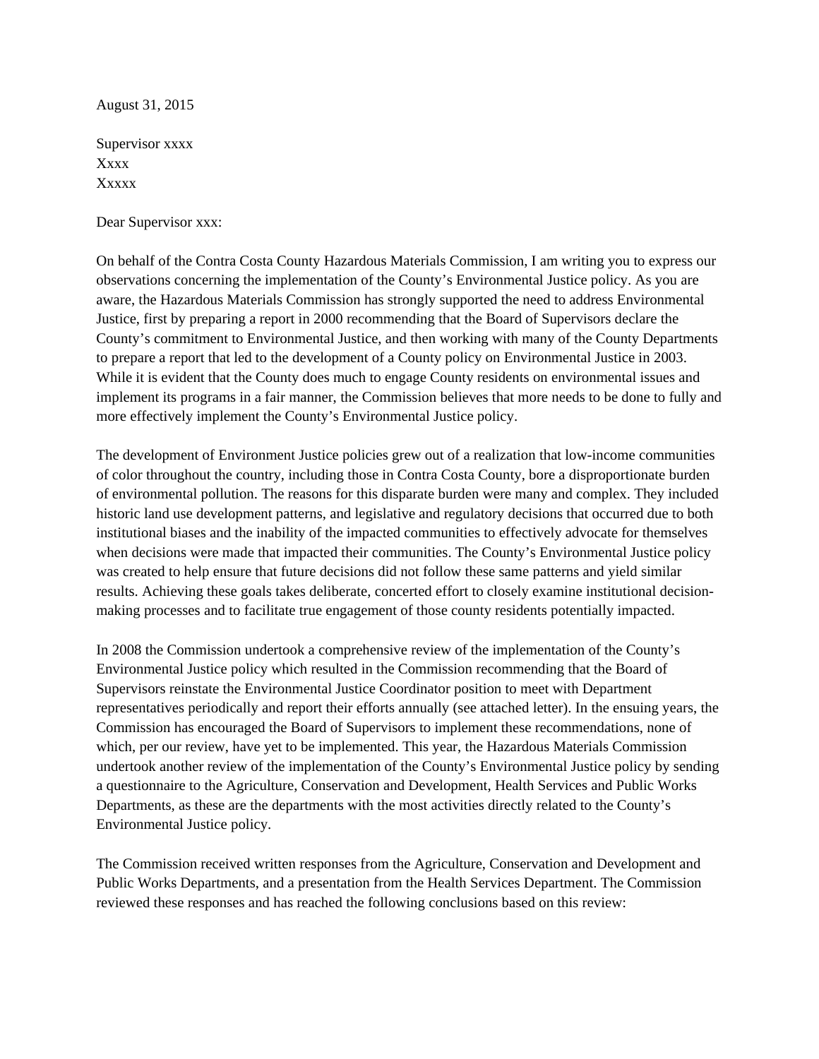August 31, 2015

Supervisor xxxx  
Xxxx  
Xxxxx

Dear Supervisor xxx:

On behalf of the Contra Costa County Hazardous Materials Commission, I am writing you to express our observations concerning the implementation of the County's Environmental Justice policy. As you are aware, the Hazardous Materials Commission has strongly supported the need to address Environmental Justice, first by preparing a report in 2000 recommending that the Board of Supervisors declare the County's commitment to Environmental Justice, and then working with many of the County Departments to prepare a report that led to the development of a County policy on Environmental Justice in 2003. While it is evident that the County does much to engage County residents on environmental issues and implement its programs in a fair manner, the Commission believes that more needs to be done to fully and more effectively implement the County's Environmental Justice policy.

The development of Environment Justice policies grew out of a realization that low-income communities of color throughout the country, including those in Contra Costa County, bore a disproportionate burden of environmental pollution. The reasons for this disparate burden were many and complex. They included historic land use development patterns, and legislative and regulatory decisions that occurred due to both institutional biases and the inability of the impacted communities to effectively advocate for themselves when decisions were made that impacted their communities. The County's Environmental Justice policy was created to help ensure that future decisions did not follow these same patterns and yield similar results. Achieving these goals takes deliberate, concerted effort to closely examine institutional decision-making processes and to facilitate true engagement of those county residents potentially impacted.

In 2008 the Commission undertook a comprehensive review of the implementation of the County's Environmental Justice policy which resulted in the Commission recommending that the Board of Supervisors reinstate the Environmental Justice Coordinator position to meet with Department representatives periodically and report their efforts annually (see attached letter). In the ensuing years, the Commission has encouraged the Board of Supervisors to implement these recommendations, none of which, per our review, have yet to be implemented. This year, the Hazardous Materials Commission undertook another review of the implementation of the County's Environmental Justice policy by sending a questionnaire to the Agriculture, Conservation and Development, Health Services and Public Works Departments, as these are the departments with the most activities directly related to the County's Environmental Justice policy.

The Commission received written responses from the Agriculture, Conservation and Development and Public Works Departments, and a presentation from the Health Services Department. The Commission reviewed these responses and has reached the following conclusions based on this review: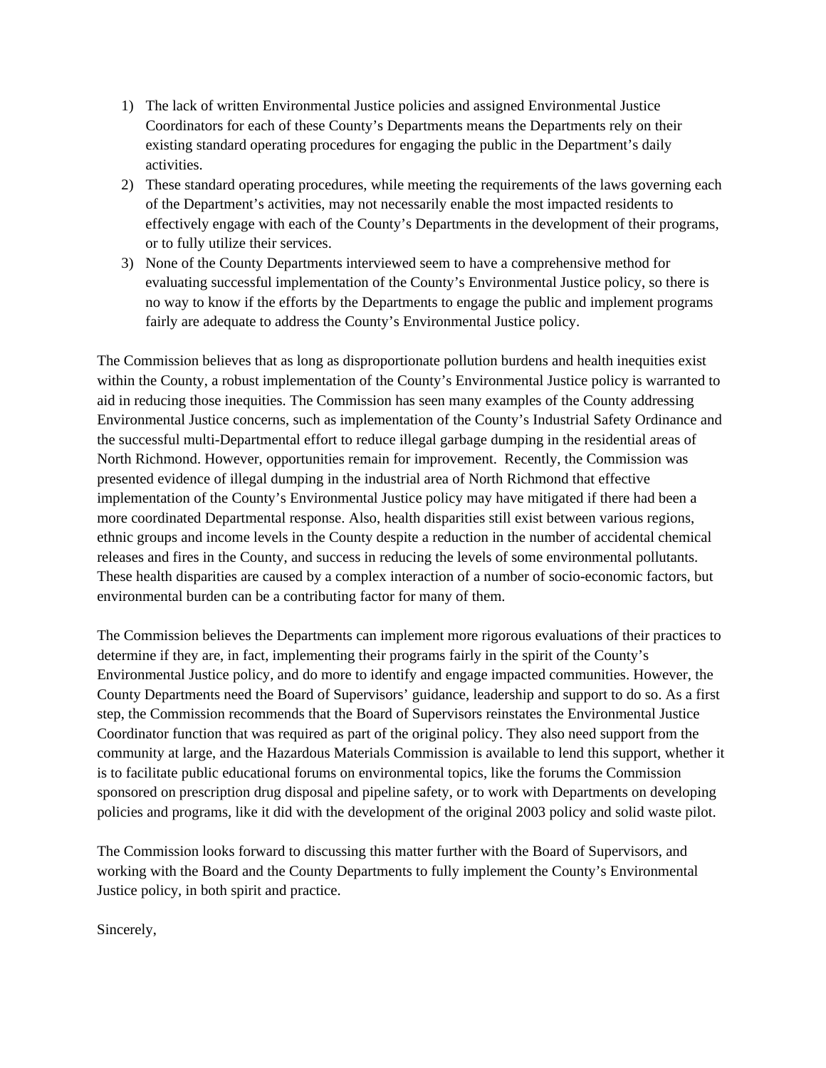1) The lack of written Environmental Justice policies and assigned Environmental Justice Coordinators for each of these County's Departments means the Departments rely on their existing standard operating procedures for engaging the public in the Department's daily activities.
2) These standard operating procedures, while meeting the requirements of the laws governing each of the Department's activities, may not necessarily enable the most impacted residents to effectively engage with each of the County's Departments in the development of their programs, or to fully utilize their services.
3) None of the County Departments interviewed seem to have a comprehensive method for evaluating successful implementation of the County's Environmental Justice policy, so there is no way to know if the efforts by the Departments to engage the public and implement programs fairly are adequate to address the County's Environmental Justice policy.

The Commission believes that as long as disproportionate pollution burdens and health inequities exist within the County, a robust implementation of the County's Environmental Justice policy is warranted to aid in reducing those inequities. The Commission has seen many examples of the County addressing Environmental Justice concerns, such as implementation of the County's Industrial Safety Ordinance and the successful multi-Departmental effort to reduce illegal garbage dumping in the residential areas of North Richmond. However, opportunities remain for improvement. Recently, the Commission was presented evidence of illegal dumping in the industrial area of North Richmond that effective implementation of the County's Environmental Justice policy may have mitigated if there had been a more coordinated Departmental response. Also, health disparities still exist between various regions, ethnic groups and income levels in the County despite a reduction in the number of accidental chemical releases and fires in the County, and success in reducing the levels of some environmental pollutants. These health disparities are caused by a complex interaction of a number of socio-economic factors, but environmental burden can be a contributing factor for many of them.

The Commission believes the Departments can implement more rigorous evaluations of their practices to determine if they are, in fact, implementing their programs fairly in the spirit of the County's Environmental Justice policy, and do more to identify and engage impacted communities. However, the County Departments need the Board of Supervisors' guidance, leadership and support to do so. As a first step, the Commission recommends that the Board of Supervisors reinstates the Environmental Justice Coordinator function that was required as part of the original policy. They also need support from the community at large, and the Hazardous Materials Commission is available to lend this support, whether it is to facilitate public educational forums on environmental topics, like the forums the Commission sponsored on prescription drug disposal and pipeline safety, or to work with Departments on developing policies and programs, like it did with the development of the original 2003 policy and solid waste pilot.

The Commission looks forward to discussing this matter further with the Board of Supervisors, and working with the Board and the County Departments to fully implement the County's Environmental Justice policy, in both spirit and practice.

Sincerely,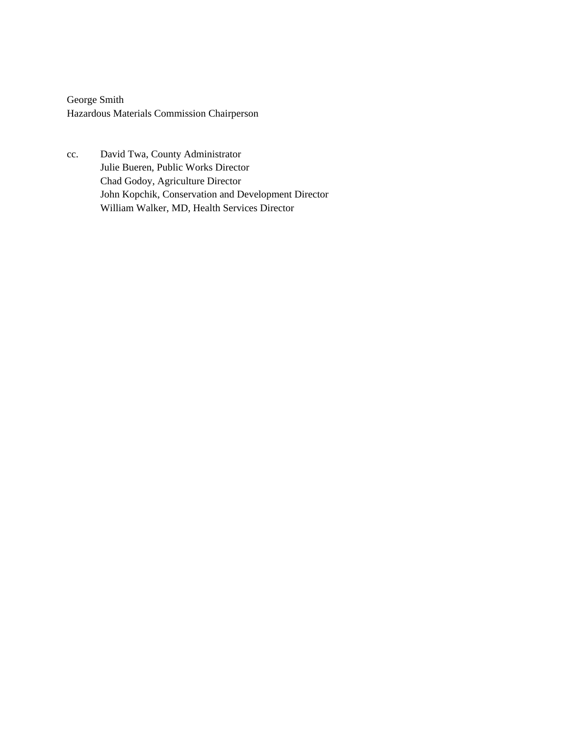George Smith
Hazardous Materials Commission Chairperson

cc. David Twa, County Administrator
Julie Bueren, Public Works Director
Chad Godoy, Agriculture Director
John Kopchik, Conservation and Development Director
William Walker, MD, Health Services Director